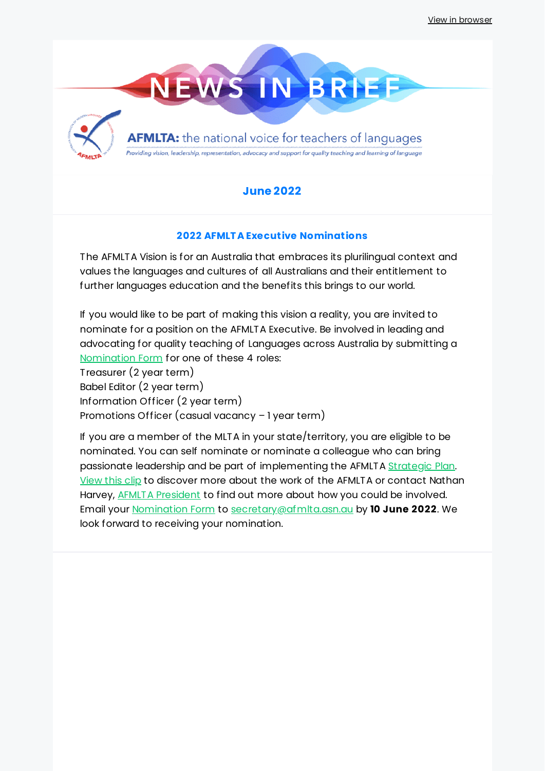View in browser

# NEWS IN BRIEF

**AFMLTA:** the national voice for teachers of languages

*Providing vision, leadership, representation, advocacy and support for quality teaching and learning of language*

## June 2022

### 2022 AFMLTA Executive Nominations

The AFMLTA Vision is for an Australia that embraces its plurilingual context and values the languages and cultures of all Australians and their entitlement to further languages education and the benefits this brings to our world.

If you would like to be part of making this vision a reality, you are invited to nominate for a position on the AFMLTA Executive. Be involved in leading and advocating for quality teaching of Languages across Australia by submitting a Nomination Form for one of these 4 roles:
Treasurer (2 year term)
Babel Editor (2 year term)
Information Officer (2 year term)
Promotions Officer (casual vacancy – 1 year term)

If you are a member of the MLTA in your state/territory, you are eligible to be nominated. You can self nominate or nominate a colleague who can bring passionate leadership and be part of implementing the AFMLTA Strategic Plan. View this clip to discover more about the work of the AFMLTA or contact Nathan Harvey, AFMLTA President to find out more about how you could be involved. Email your Nomination Form to secretary@afmlta.asn.au by **10 June 2022**. We look forward to receiving your nomination.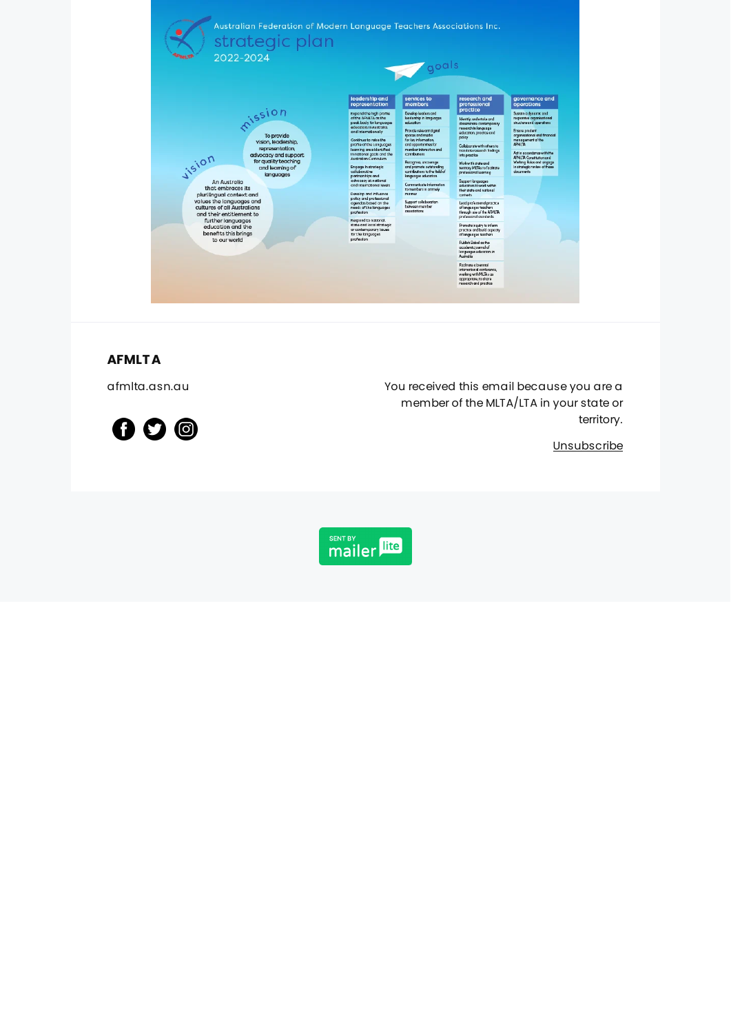**AFMLTA**

afmlta.asn.au

You received this email because you are a member of the MLTA/LTA in your state or territory.

Unsubscribe

SENT BY mailer lite